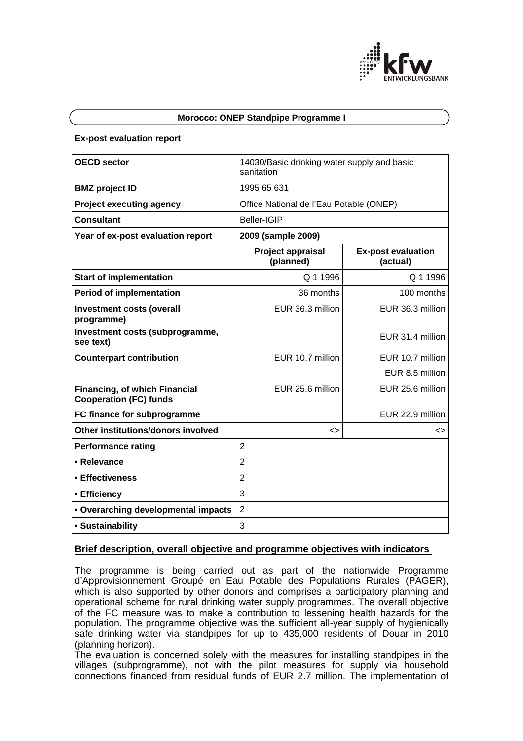## Morocco: ONEP Standpipe Programme I

### Ex-post evaluation report

| OECD sector | 14030/Basic drinking water supply and basic sanitation | |
|---|---|---|
| **BMZ project ID** | 1995 65 631 | |
| **Project executing agency** | Office National de l'Eau Potable (ONEP) | |
| **Consultant** | Beller-IGIP | |
| **Year of ex-post evaluation report** | **2009 (sample 2009)** | |
| | **Project appraisal (planned)** | **Ex-post evaluation (actual)** |
| **Start of implementation** | Q 1 1996 | Q 1 1996 |
| **Period of implementation** | 36 months | 100 months |
| **Investment costs (overall programme)** | EUR 36.3 million | EUR 36.3 million |
| **Investment costs (subprogramme, see text)** | | EUR 31.4 million |
| **Counterpart contribution** | EUR 10.7 million | EUR 10.7 million |
| | | EUR 8.5 million |
| **Financing, of which Financial Cooperation (FC) funds** | EUR 25.6 million | EUR 25.6 million |
| **FC finance for subprogramme** | | EUR 22.9 million |
| **Other institutions/donors involved** | <> | <> |
| **Performance rating** | 2 | |
| **• Relevance** | 2 | |
| **• Effectiveness** | 2 | |
| **• Efficiency** | 3 | |
| **• Overarching developmental impacts** | 2 | |
| **• Sustainability** | 3 | |

### Brief description, overall objective and programme objectives with indicators

The programme is being carried out as part of the nationwide Programme d'Approvisionnement Groupé en Eau Potable des Populations Rurales (PAGER), which is also supported by other donors and comprises a participatory planning and operational scheme for rural drinking water supply programmes. The overall objective of the FC measure was to make a contribution to lessening health hazards for the population. The programme objective was the sufficient all-year supply of hygienically safe drinking water via standpipes for up to 435,000 residents of Douar in 2010 (planning horizon).

The evaluation is concerned solely with the measures for installing standpipes in the villages (subprogramme), not with the pilot measures for supply via household connections financed from residual funds of EUR 2.7 million. The implementation of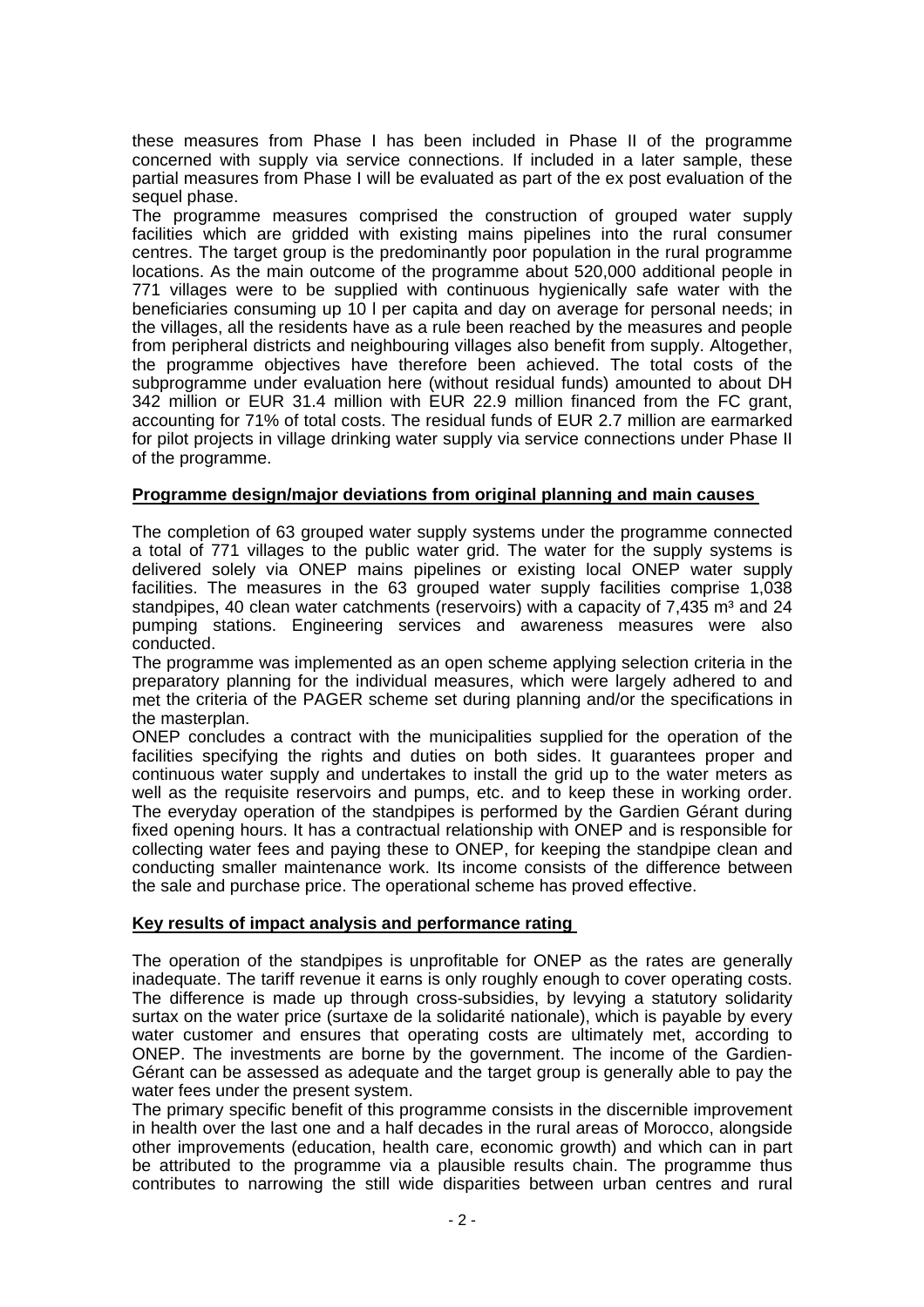these measures from Phase I has been included in Phase II of the programme concerned with supply via service connections. If included in a later sample, these partial measures from Phase I will be evaluated as part of the ex post evaluation of the sequel phase.

The programme measures comprised the construction of grouped water supply facilities which are gridded with existing mains pipelines into the rural consumer centres. The target group is the predominantly poor population in the rural programme locations. As the main outcome of the programme about 520,000 additional people in 771 villages were to be supplied with continuous hygienically safe water with the beneficiaries consuming up 10 l per capita and day on average for personal needs; in the villages, all the residents have as a rule been reached by the measures and people from peripheral districts and neighbouring villages also benefit from supply. Altogether, the programme objectives have therefore been achieved. The total costs of the subprogramme under evaluation here (without residual funds) amounted to about DH 342 million or EUR 31.4 million with EUR 22.9 million financed from the FC grant, accounting for 71% of total costs. The residual funds of EUR 2.7 million are earmarked for pilot projects in village drinking water supply via service connections under Phase II of the programme.

**Programme design/major deviations from original planning and main causes**

The completion of 63 grouped water supply systems under the programme connected a total of 771 villages to the public water grid. The water for the supply systems is delivered solely via ONEP mains pipelines or existing local ONEP water supply facilities. The measures in the 63 grouped water supply facilities comprise 1,038 standpipes, 40 clean water catchments (reservoirs) with a capacity of 7,435 m³ and 24 pumping stations. Engineering services and awareness measures were also conducted.

The programme was implemented as an open scheme applying selection criteria in the preparatory planning for the individual measures, which were largely adhered to and met the criteria of the PAGER scheme set during planning and/or the specifications in the masterplan.

ONEP concludes a contract with the municipalities supplied for the operation of the facilities specifying the rights and duties on both sides. It guarantees proper and continuous water supply and undertakes to install the grid up to the water meters as well as the requisite reservoirs and pumps, etc. and to keep these in working order. The everyday operation of the standpipes is performed by the Gardien Gérant during fixed opening hours. It has a contractual relationship with ONEP and is responsible for collecting water fees and paying these to ONEP, for keeping the standpipe clean and conducting smaller maintenance work. Its income consists of the difference between the sale and purchase price. The operational scheme has proved effective.

**Key results of impact analysis and performance rating**

The operation of the standpipes is unprofitable for ONEP as the rates are generally inadequate. The tariff revenue it earns is only roughly enough to cover operating costs. The difference is made up through cross-subsidies, by levying a statutory solidarity surtax on the water price (surtaxe de la solidarité nationale), which is payable by every water customer and ensures that operating costs are ultimately met, according to ONEP. The investments are borne by the government. The income of the Gardien-Gérant can be assessed as adequate and the target group is generally able to pay the water fees under the present system.

The primary specific benefit of this programme consists in the discernible improvement in health over the last one and a half decades in the rural areas of Morocco, alongside other improvements (education, health care, economic growth) and which can in part be attributed to the programme via a plausible results chain. The programme thus contributes to narrowing the still wide disparities between urban centres and rural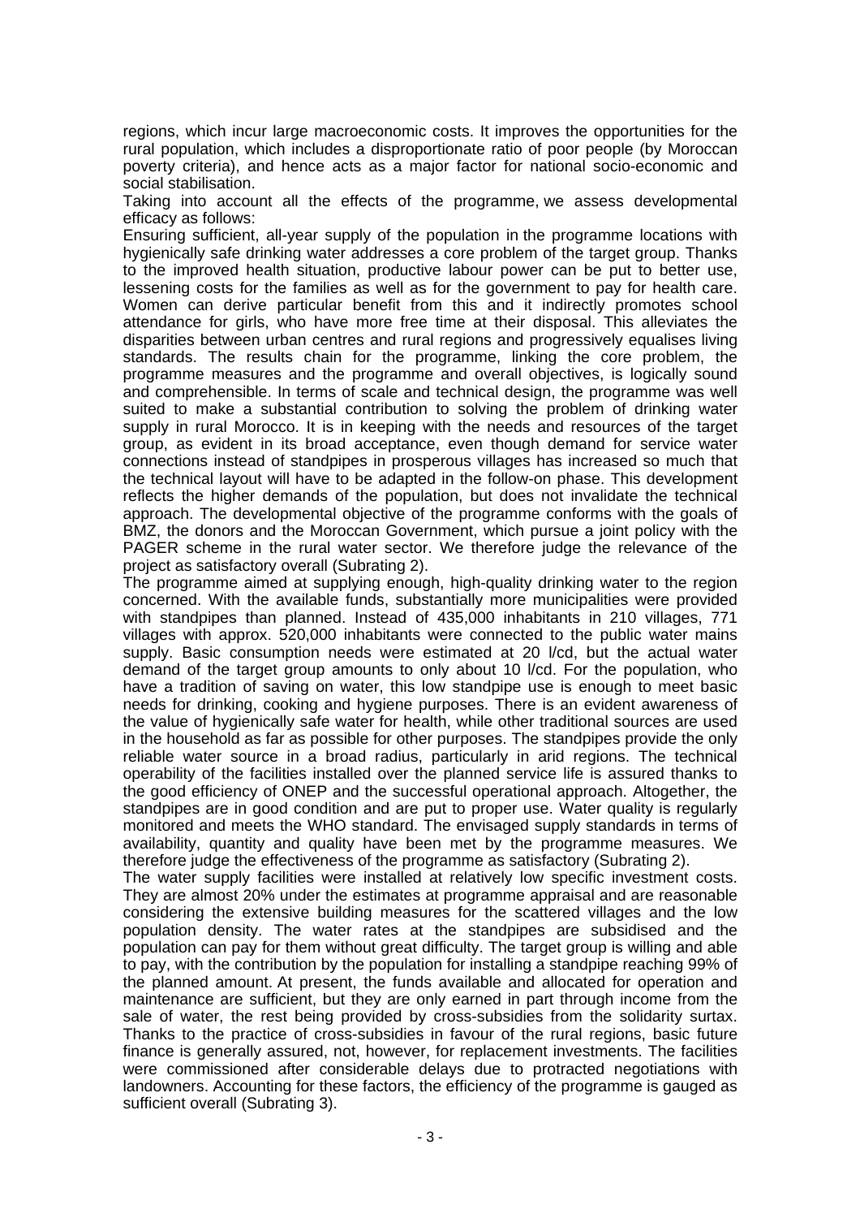regions, which incur large macroeconomic costs. It improves the opportunities for the rural population, which includes a disproportionate ratio of poor people (by Moroccan poverty criteria), and hence acts as a major factor for national socio-economic and social stabilisation.

Taking into account all the effects of the programme, we assess developmental efficacy as follows:

Ensuring sufficient, all-year supply of the population in the programme locations with hygienically safe drinking water addresses a core problem of the target group. Thanks to the improved health situation, productive labour power can be put to better use, lessening costs for the families as well as for the government to pay for health care. Women can derive particular benefit from this and it indirectly promotes school attendance for girls, who have more free time at their disposal. This alleviates the disparities between urban centres and rural regions and progressively equalises living standards. The results chain for the programme, linking the core problem, the programme measures and the programme and overall objectives, is logically sound and comprehensible. In terms of scale and technical design, the programme was well suited to make a substantial contribution to solving the problem of drinking water supply in rural Morocco. It is in keeping with the needs and resources of the target group, as evident in its broad acceptance, even though demand for service water connections instead of standpipes in prosperous villages has increased so much that the technical layout will have to be adapted in the follow-on phase. This development reflects the higher demands of the population, but does not invalidate the technical approach. The developmental objective of the programme conforms with the goals of BMZ, the donors and the Moroccan Government, which pursue a joint policy with the PAGER scheme in the rural water sector. We therefore judge the relevance of the project as satisfactory overall (Subrating 2).

The programme aimed at supplying enough, high-quality drinking water to the region concerned. With the available funds, substantially more municipalities were provided with standpipes than planned. Instead of 435,000 inhabitants in 210 villages, 771 villages with approx. 520,000 inhabitants were connected to the public water mains supply. Basic consumption needs were estimated at 20 l/cd, but the actual water demand of the target group amounts to only about 10 l/cd. For the population, who have a tradition of saving on water, this low standpipe use is enough to meet basic needs for drinking, cooking and hygiene purposes. There is an evident awareness of the value of hygienically safe water for health, while other traditional sources are used in the household as far as possible for other purposes. The standpipes provide the only reliable water source in a broad radius, particularly in arid regions. The technical operability of the facilities installed over the planned service life is assured thanks to the good efficiency of ONEP and the successful operational approach. Altogether, the standpipes are in good condition and are put to proper use. Water quality is regularly monitored and meets the WHO standard. The envisaged supply standards in terms of availability, quantity and quality have been met by the programme measures. We therefore judge the effectiveness of the programme as satisfactory (Subrating 2).

The water supply facilities were installed at relatively low specific investment costs. They are almost 20% under the estimates at programme appraisal and are reasonable considering the extensive building measures for the scattered villages and the low population density. The water rates at the standpipes are subsidised and the population can pay for them without great difficulty. The target group is willing and able to pay, with the contribution by the population for installing a standpipe reaching 99% of the planned amount. At present, the funds available and allocated for operation and maintenance are sufficient, but they are only earned in part through income from the sale of water, the rest being provided by cross-subsidies from the solidarity surtax. Thanks to the practice of cross-subsidies in favour of the rural regions, basic future finance is generally assured, not, however, for replacement investments. The facilities were commissioned after considerable delays due to protracted negotiations with landowners. Accounting for these factors, the efficiency of the programme is gauged as sufficient overall (Subrating 3).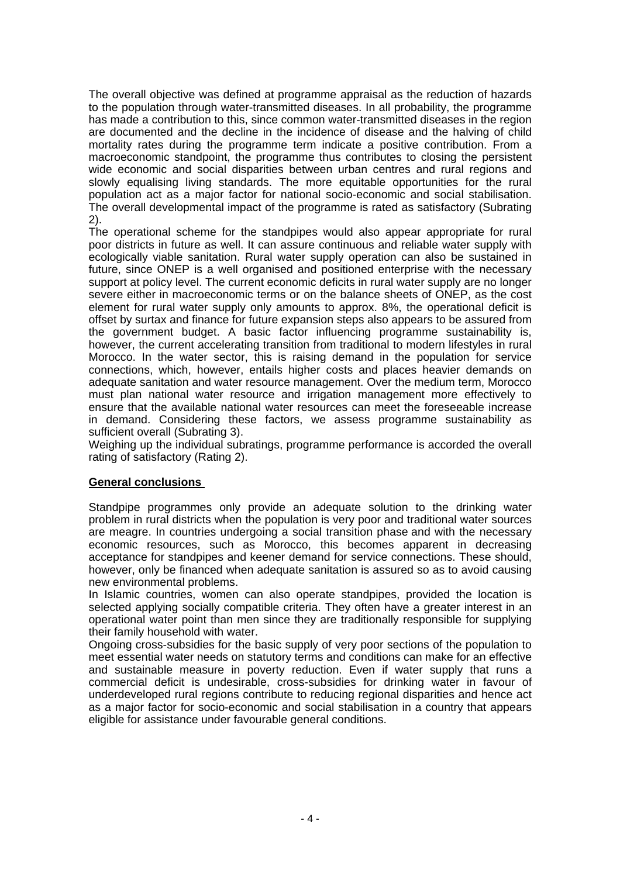The overall objective was defined at programme appraisal as the reduction of hazards to the population through water-transmitted diseases. In all probability, the programme has made a contribution to this, since common water-transmitted diseases in the region are documented and the decline in the incidence of disease and the halving of child mortality rates during the programme term indicate a positive contribution. From a macroeconomic standpoint, the programme thus contributes to closing the persistent wide economic and social disparities between urban centres and rural regions and slowly equalising living standards. The more equitable opportunities for the rural population act as a major factor for national socio-economic and social stabilisation. The overall developmental impact of the programme is rated as satisfactory (Subrating 2).

The operational scheme for the standpipes would also appear appropriate for rural poor districts in future as well. It can assure continuous and reliable water supply with ecologically viable sanitation. Rural water supply operation can also be sustained in future, since ONEP is a well organised and positioned enterprise with the necessary support at policy level. The current economic deficits in rural water supply are no longer severe either in macroeconomic terms or on the balance sheets of ONEP, as the cost element for rural water supply only amounts to approx. 8%, the operational deficit is offset by surtax and finance for future expansion steps also appears to be assured from the government budget. A basic factor influencing programme sustainability is, however, the current accelerating transition from traditional to modern lifestyles in rural Morocco. In the water sector, this is raising demand in the population for service connections, which, however, entails higher costs and places heavier demands on adequate sanitation and water resource management. Over the medium term, Morocco must plan national water resource and irrigation management more effectively to ensure that the available national water resources can meet the foreseeable increase in demand. Considering these factors, we assess programme sustainability as sufficient overall (Subrating 3).

Weighing up the individual subratings, programme performance is accorded the overall rating of satisfactory (Rating 2).

**General conclusions**

Standpipe programmes only provide an adequate solution to the drinking water problem in rural districts when the population is very poor and traditional water sources are meagre. In countries undergoing a social transition phase and with the necessary economic resources, such as Morocco, this becomes apparent in decreasing acceptance for standpipes and keener demand for service connections. These should, however, only be financed when adequate sanitation is assured so as to avoid causing new environmental problems.

In Islamic countries, women can also operate standpipes, provided the location is selected applying socially compatible criteria. They often have a greater interest in an operational water point than men since they are traditionally responsible for supplying their family household with water.

Ongoing cross-subsidies for the basic supply of very poor sections of the population to meet essential water needs on statutory terms and conditions can make for an effective and sustainable measure in poverty reduction. Even if water supply that runs a commercial deficit is undesirable, cross-subsidies for drinking water in favour of underdeveloped rural regions contribute to reducing regional disparities and hence act as a major factor for socio-economic and social stabilisation in a country that appears eligible for assistance under favourable general conditions.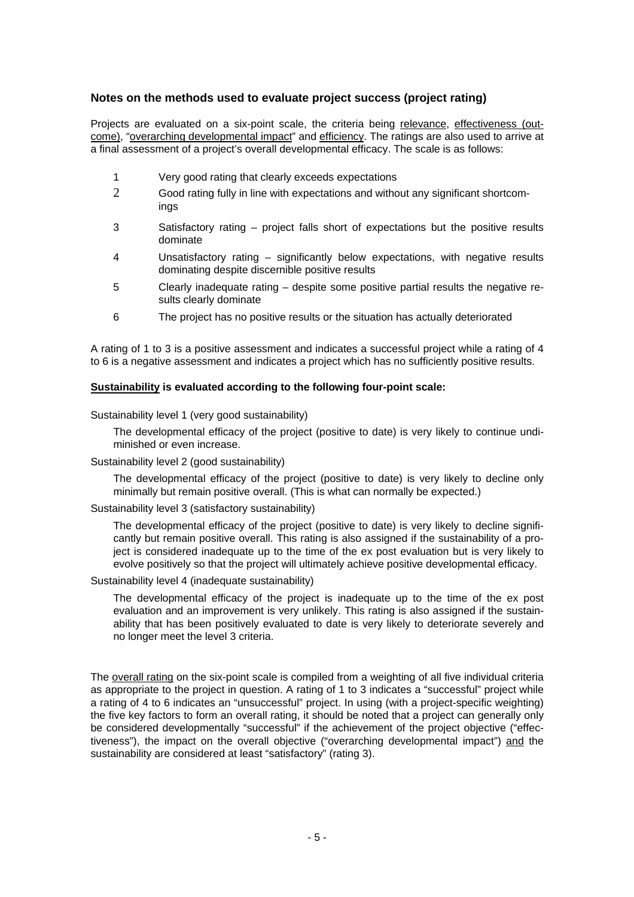## Notes on the methods used to evaluate project success (project rating)

Projects are evaluated on a six-point scale, the criteria being relevance, effectiveness (outcome), "overarching developmental impact" and efficiency. The ratings are also used to arrive at a final assessment of a project's overall developmental efficacy. The scale is as follows:

1 Very good rating that clearly exceeds expectations

2 Good rating fully in line with expectations and without any significant shortcomings

3 Satisfactory rating – project falls short of expectations but the positive results dominate

4 Unsatisfactory rating – significantly below expectations, with negative results dominating despite discernible positive results

5 Clearly inadequate rating – despite some positive partial results the negative results clearly dominate

6 The project has no positive results or the situation has actually deteriorated

A rating of 1 to 3 is a positive assessment and indicates a successful project while a rating of 4 to 6 is a negative assessment and indicates a project which has no sufficiently positive results.

**Sustainability is evaluated according to the following four-point scale:**

Sustainability level 1 (very good sustainability)

The developmental efficacy of the project (positive to date) is very likely to continue undiminished or even increase.

Sustainability level 2 (good sustainability)

The developmental efficacy of the project (positive to date) is very likely to decline only minimally but remain positive overall. (This is what can normally be expected.)

Sustainability level 3 (satisfactory sustainability)

The developmental efficacy of the project (positive to date) is very likely to decline significantly but remain positive overall. This rating is also assigned if the sustainability of a project is considered inadequate up to the time of the ex post evaluation but is very likely to evolve positively so that the project will ultimately achieve positive developmental efficacy.

Sustainability level 4 (inadequate sustainability)

The developmental efficacy of the project is inadequate up to the time of the ex post evaluation and an improvement is very unlikely. This rating is also assigned if the sustainability that has been positively evaluated to date is very likely to deteriorate severely and no longer meet the level 3 criteria.

The overall rating on the six-point scale is compiled from a weighting of all five individual criteria as appropriate to the project in question. A rating of 1 to 3 indicates a "successful" project while a rating of 4 to 6 indicates an "unsuccessful" project. In using (with a project-specific weighting) the five key factors to form an overall rating, it should be noted that a project can generally only be considered developmentally "successful" if the achievement of the project objective ("effectiveness"), the impact on the overall objective ("overarching developmental impact") and the sustainability are considered at least "satisfactory" (rating 3).